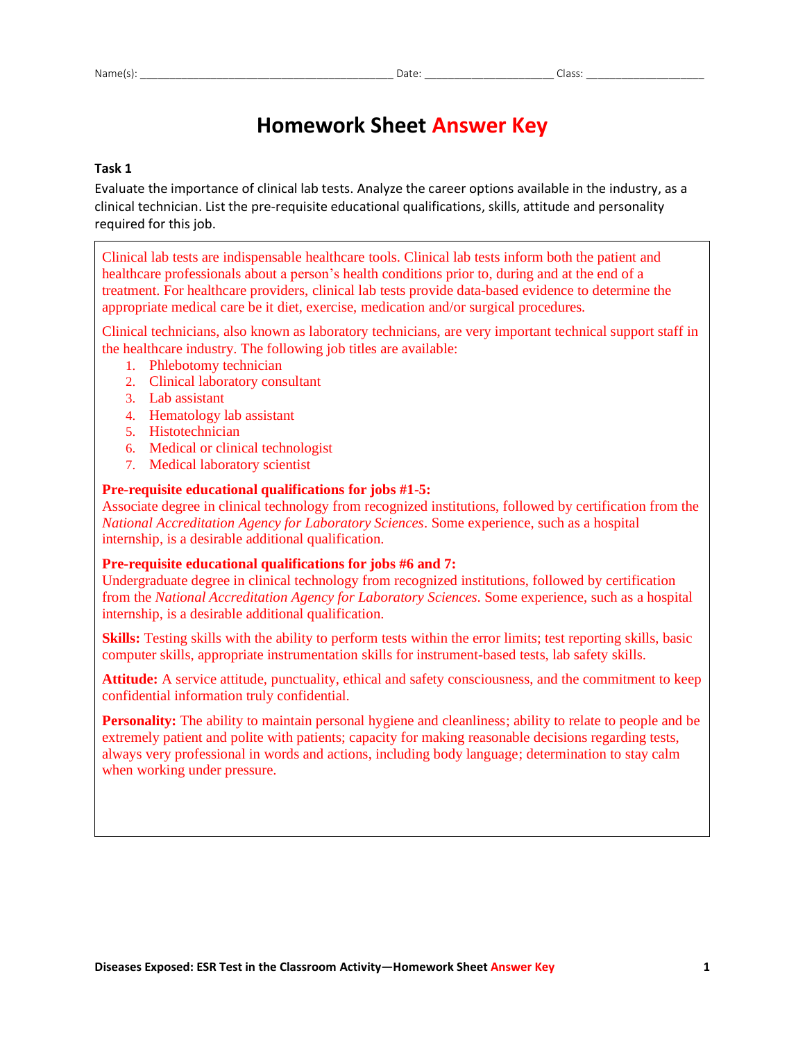Name(s): ___________________________________________ Date: ______________________ Class: ____________________

# Homework Sheet Answer Key

**Task 1**

Evaluate the importance of clinical lab tests. Analyze the career options available in the industry, as a clinical technician. List the pre-requisite educational qualifications, skills, attitude and personality required for this job.

Clinical lab tests are indispensable healthcare tools. Clinical lab tests inform both the patient and healthcare professionals about a person's health conditions prior to, during and at the end of a treatment. For healthcare providers, clinical lab tests provide data-based evidence to determine the appropriate medical care be it diet, exercise, medication and/or surgical procedures.

Clinical technicians, also known as laboratory technicians, are very important technical support staff in the healthcare industry. The following job titles are available:

1. Phlebotomy technician
2. Clinical laboratory consultant
3. Lab assistant
4. Hematology lab assistant
5. Histotechnician
6. Medical or clinical technologist
7. Medical laboratory scientist

**Pre-requisite educational qualifications for jobs #1-5:**
Associate degree in clinical technology from recognized institutions, followed by certification from the *National Accreditation Agency for Laboratory Sciences*. Some experience, such as a hospital internship, is a desirable additional qualification.

**Pre-requisite educational qualifications for jobs #6 and 7:**
Undergraduate degree in clinical technology from recognized institutions, followed by certification from the *National Accreditation Agency for Laboratory Sciences*. Some experience, such as a hospital internship, is a desirable additional qualification.

**Skills:** Testing skills with the ability to perform tests within the error limits; test reporting skills, basic computer skills, appropriate instrumentation skills for instrument-based tests, lab safety skills.

**Attitude:** A service attitude, punctuality, ethical and safety consciousness, and the commitment to keep confidential information truly confidential.

**Personality:** The ability to maintain personal hygiene and cleanliness; ability to relate to people and be extremely patient and polite with patients; capacity for making reasonable decisions regarding tests, always very professional in words and actions, including body language; determination to stay calm when working under pressure.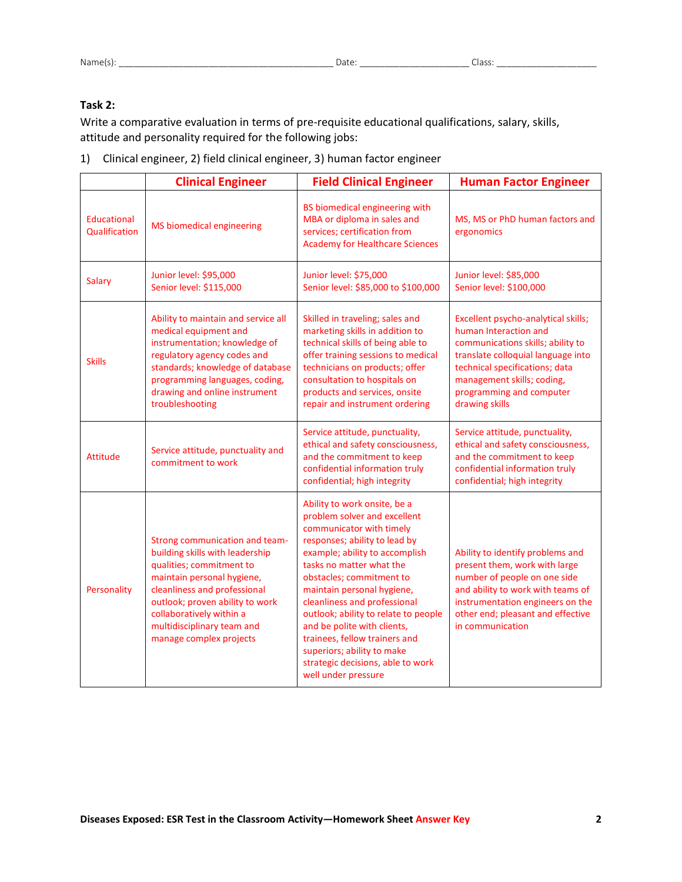Name(s): ___________________________________________ Date: ______________________ Class: ____________________

**Task 2:**

Write a comparative evaluation in terms of pre-requisite educational qualifications, salary, skills, attitude and personality required for the following jobs:

1) Clinical engineer, 2) field clinical engineer, 3) human factor engineer

| | Clinical Engineer | Field Clinical Engineer | Human Factor Engineer |
|---|---|---|---|
| Educational Qualification | MS biomedical engineering | BS biomedical engineering with MBA or diploma in sales and services; certification from Academy for Healthcare Sciences | MS, MS or PhD human factors and ergonomics |
| Salary | Junior level: $95,000<br>Senior level: $115,000 | Junior level: $75,000<br>Senior level: $85,000 to $100,000 | Junior level: $85,000<br>Senior level: $100,000 |
| Skills | Ability to maintain and service all medical equipment and instrumentation; knowledge of regulatory agency codes and standards; knowledge of database programming languages, coding, drawing and online instrument troubleshooting | Skilled in traveling; sales and marketing skills in addition to technical skills of being able to offer training sessions to medical technicians on products; offer consultation to hospitals on products and services, onsite repair and instrument ordering | Excellent psycho-analytical skills; human Interaction and communications skills; ability to translate colloquial language into technical specifications; data management skills; coding, programming and computer drawing skills |
| Attitude | Service attitude, punctuality and commitment to work | Service attitude, punctuality, ethical and safety consciousness, and the commitment to keep confidential information truly confidential; high integrity | Service attitude, punctuality, ethical and safety consciousness, and the commitment to keep confidential information truly confidential; high integrity |
| Personality | Strong communication and team-building skills with leadership qualities; commitment to maintain personal hygiene, cleanliness and professional outlook; proven ability to work collaboratively within a multidisciplinary team and manage complex projects | Ability to work onsite, be a problem solver and excellent communicator with timely responses; ability to lead by example; ability to accomplish tasks no matter what the obstacles; commitment to maintain personal hygiene, cleanliness and professional outlook; ability to relate to people and be polite with clients, trainees, fellow trainers and superiors; ability to make strategic decisions, able to work well under pressure | Ability to identify problems and present them, work with large number of people on one side and ability to work with teams of instrumentation engineers on the other end; pleasant and effective in communication |

**Diseases Exposed: ESR Test in the Classroom Activity—Homework Sheet Answer Key**